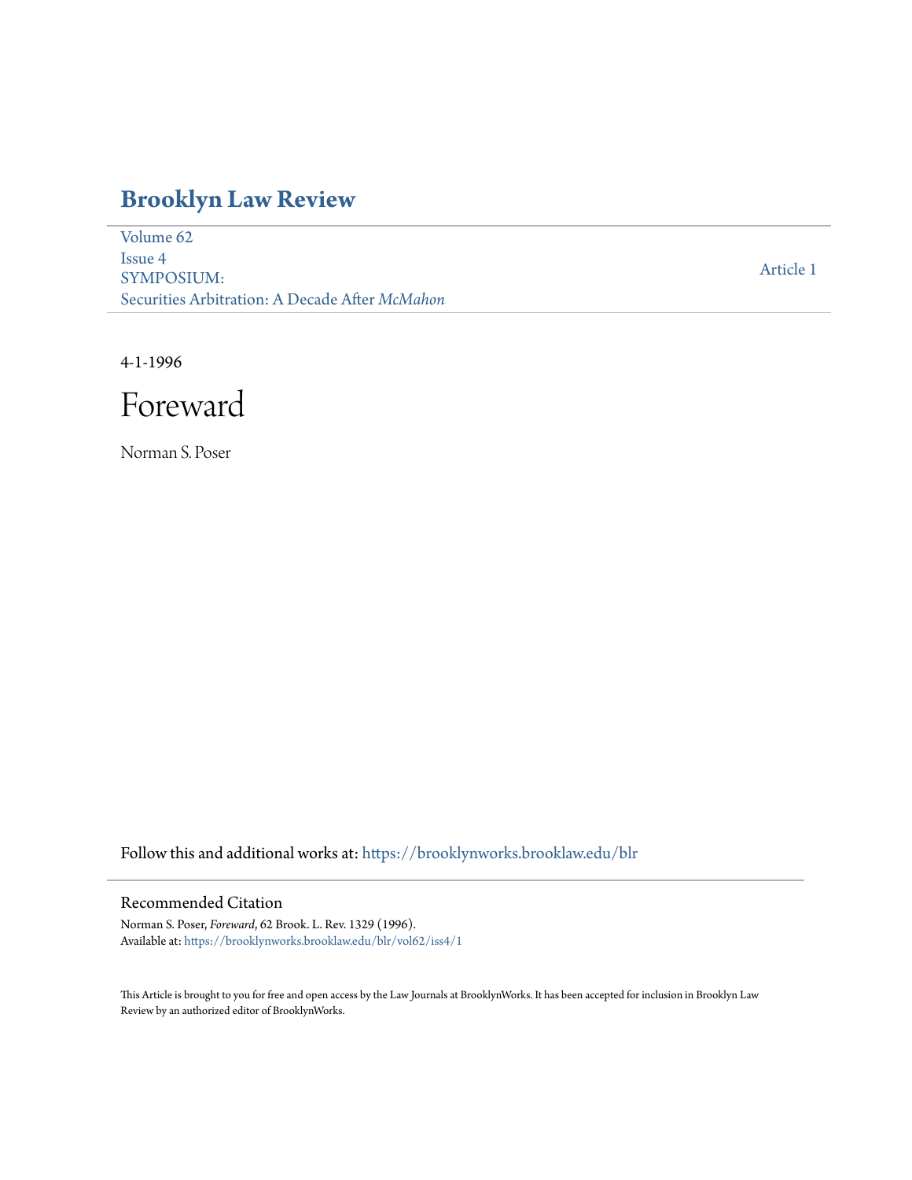# Brooklyn Law Review

Volume 62
Issue 4
SYMPOSIUM:
Securities Arbitration: A Decade After *McMahon*

Article 1

4-1-1996

# Foreward

Norman S. Poser

Follow this and additional works at: https://brooklynworks.brooklaw.edu/blr

## Recommended Citation

Norman S. Poser, *Foreward*, 62 Brook. L. Rev. 1329 (1996).
Available at: https://brooklynworks.brooklaw.edu/blr/vol62/iss4/1

This Article is brought to you for free and open access by the Law Journals at BrooklynWorks. It has been accepted for inclusion in Brooklyn Law Review by an authorized editor of BrooklynWorks.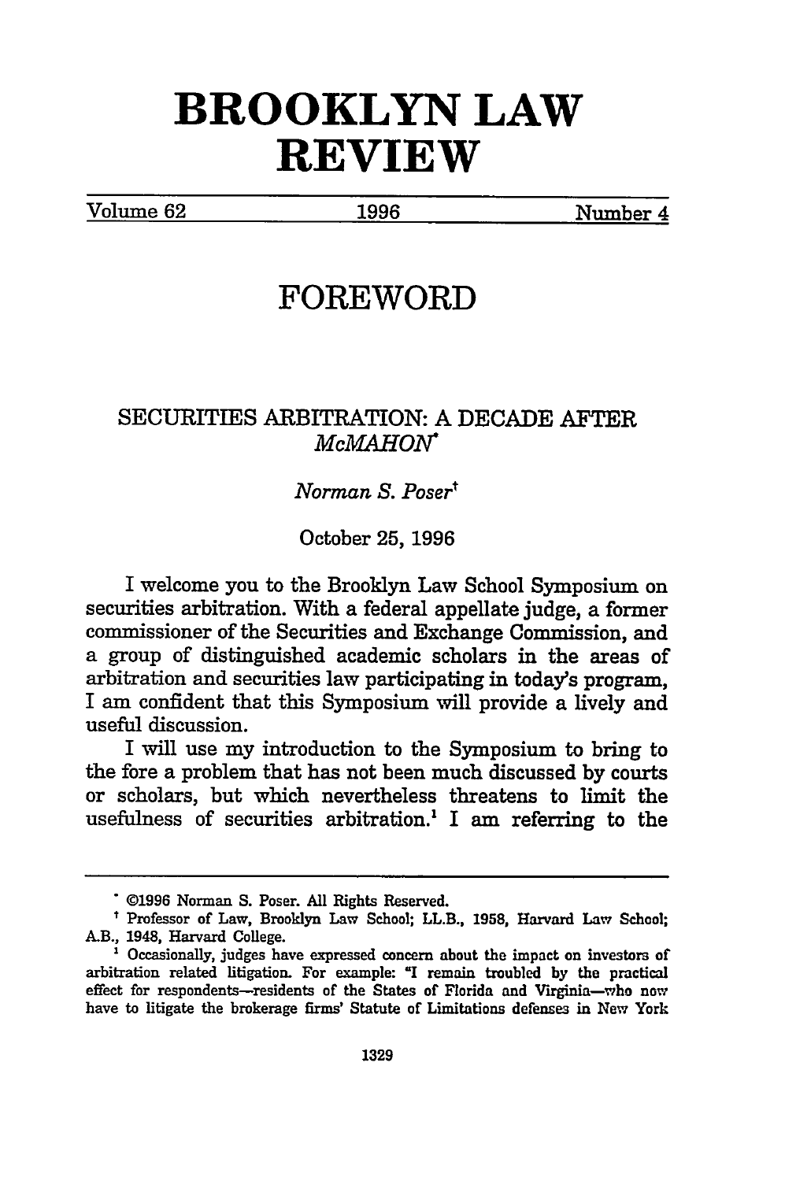# BROOKLYN LAW REVIEW

Volume 62 1996 Number 4

# FOREWORD

## SECURITIES ARBITRATION: A DECADE AFTER *McMAHON*\*

*Norman S. Poser*†

October 25, 1996

I welcome you to the Brooklyn Law School Symposium on securities arbitration. With a federal appellate judge, a former commissioner of the Securities and Exchange Commission, and a group of distinguished academic scholars in the areas of arbitration and securities law participating in today's program, I am confident that this Symposium will provide a lively and useful discussion.

I will use my introduction to the Symposium to bring to the fore a problem that has not been much discussed by courts or scholars, but which nevertheless threatens to limit the usefulness of securities arbitration.[1] I am referring to the

---

\* ©1996 Norman S. Poser. All Rights Reserved.

† Professor of Law, Brooklyn Law School; LL.B., 1958, Harvard Law School; A.B., 1948, Harvard College.

[1] Occasionally, judges have expressed concern about the impact on investors of arbitration related litigation. For example: "I remain troubled by the practical effect for respondents—residents of the States of Florida and Virginia—who now have to litigate the brokerage firms' Statute of Limitations defenses in New York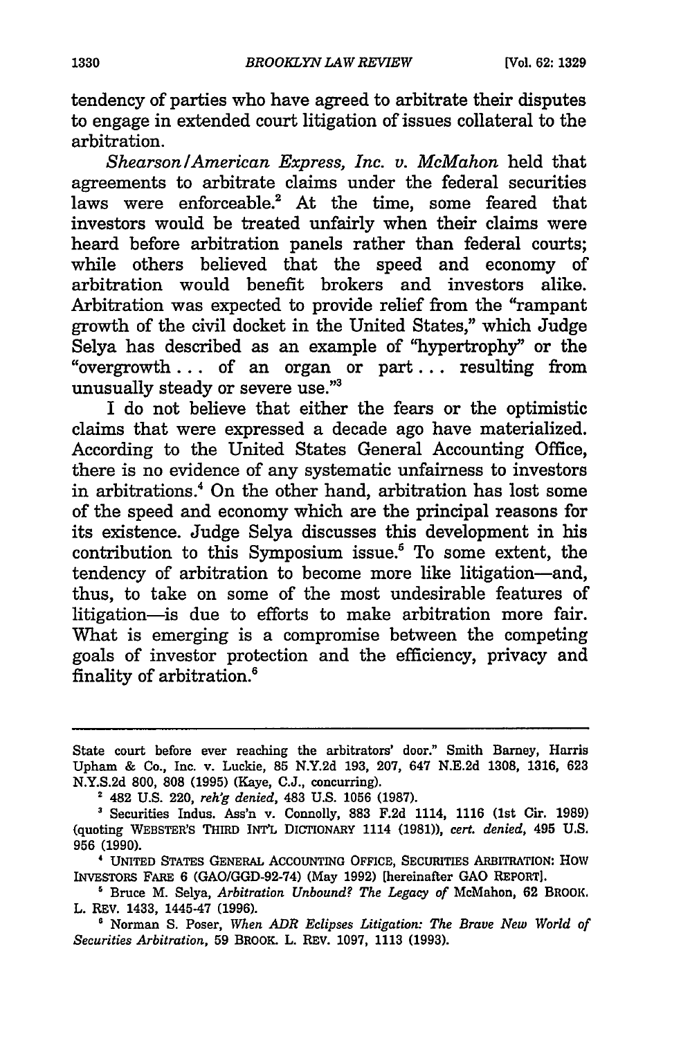tendency of parties who have agreed to arbitrate their disputes to engage in extended court litigation of issues collateral to the arbitration.

*Shearson/American Express, Inc. v. McMahon* held that agreements to arbitrate claims under the federal securities laws were enforceable.[2] At the time, some feared that investors would be treated unfairly when their claims were heard before arbitration panels rather than federal courts; while others believed that the speed and economy of arbitration would benefit brokers and investors alike. Arbitration was expected to provide relief from the "rampant growth of the civil docket in the United States," which Judge Selya has described as an example of "hypertrophy" or the "overgrowth . . . of an organ or part . . . resulting from unusually steady or severe use."[3]

I do not believe that either the fears or the optimistic claims that were expressed a decade ago have materialized. According to the United States General Accounting Office, there is no evidence of any systematic unfairness to investors in arbitrations.[4] On the other hand, arbitration has lost some of the speed and economy which are the principal reasons for its existence. Judge Selya discusses this development in his contribution to this Symposium issue.[5] To some extent, the tendency of arbitration to become more like litigation—and, thus, to take on some of the most undesirable features of litigation—is due to efforts to make arbitration more fair. What is emerging is a compromise between the competing goals of investor protection and the efficiency, privacy and finality of arbitration.[6]

---

State court before ever reaching the arbitrators' door." Smith Barney, Harris Upham & Co., Inc. v. Luckie, 85 N.Y.2d 193, 207, 647 N.E.2d 1308, 1316, 623 N.Y.S.2d 800, 808 (1995) (Kaye, C.J., concurring).

[2] 482 U.S. 220, *reh'g denied*, 483 U.S. 1056 (1987).

[3] Securities Indus. Ass'n v. Connolly, 883 F.2d 1114, 1116 (1st Cir. 1989) (quoting WEBSTER'S THIRD INT'L DICTIONARY 1114 (1981)), *cert. denied*, 495 U.S. 956 (1990).

[4] UNITED STATES GENERAL ACCOUNTING OFFICE, SECURITIES ARBITRATION: HOW INVESTORS FARE 6 (GAO/GGD-92-74) (May 1992) [hereinafter GAO REPORT].

[5] Bruce M. Selya, *Arbitration Unbound? The Legacy of* McMahon, 62 BROOK. L. REV. 1433, 1445-47 (1996).

[6] Norman S. Poser, *When ADR Eclipses Litigation: The Brave New World of Securities Arbitration*, 59 BROOK. L. REV. 1097, 1113 (1993).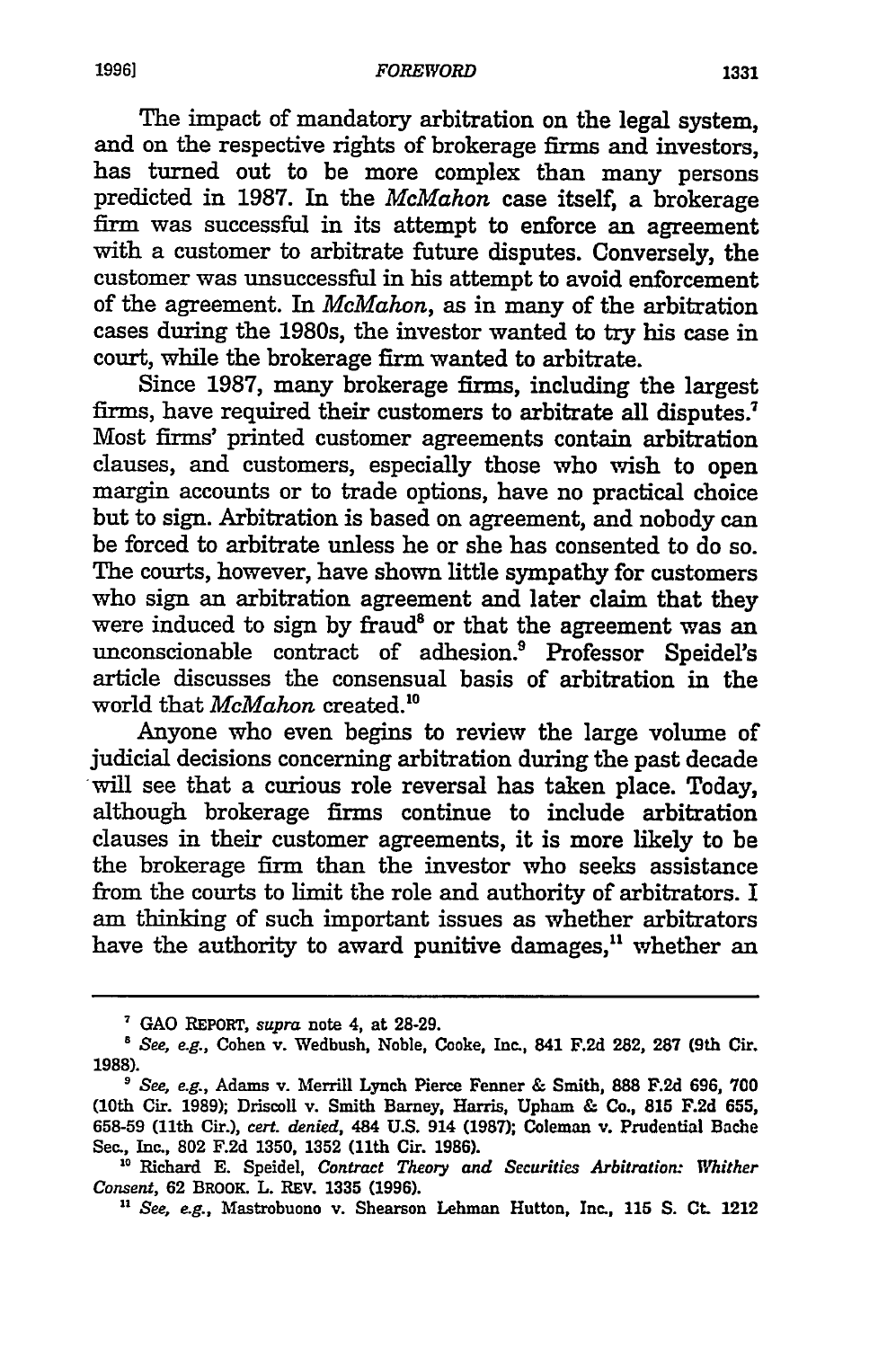The impact of mandatory arbitration on the legal system, and on the respective rights of brokerage firms and investors, has turned out to be more complex than many persons predicted in 1987. In the *McMahon* case itself, a brokerage firm was successful in its attempt to enforce an agreement with a customer to arbitrate future disputes. Conversely, the customer was unsuccessful in his attempt to avoid enforcement of the agreement. In *McMahon*, as in many of the arbitration cases during the 1980s, the investor wanted to try his case in court, while the brokerage firm wanted to arbitrate.

Since 1987, many brokerage firms, including the largest firms, have required their customers to arbitrate all disputes.[7] Most firms' printed customer agreements contain arbitration clauses, and customers, especially those who wish to open margin accounts or to trade options, have no practical choice but to sign. Arbitration is based on agreement, and nobody can be forced to arbitrate unless he or she has consented to do so. The courts, however, have shown little sympathy for customers who sign an arbitration agreement and later claim that they were induced to sign by fraud[8] or that the agreement was an unconscionable contract of adhesion.[9] Professor Speidel's article discusses the consensual basis of arbitration in the world that *McMahon* created.[10]

Anyone who even begins to review the large volume of judicial decisions concerning arbitration during the past decade will see that a curious role reversal has taken place. Today, although brokerage firms continue to include arbitration clauses in their customer agreements, it is more likely to be the brokerage firm than the investor who seeks assistance from the courts to limit the role and authority of arbitrators. I am thinking of such important issues as whether arbitrators have the authority to award punitive damages,[11] whether an

---

[7] GAO REPORT, *supra* note 4, at 28-29.

[8] *See, e.g.*, Cohen v. Wedbush, Noble, Cooke, Inc., 841 F.2d 282, 287 (9th Cir. 1988).

[9] *See, e.g.*, Adams v. Merrill Lynch Pierce Fenner & Smith, 888 F.2d 696, 700 (10th Cir. 1989); Driscoll v. Smith Barney, Harris, Upham & Co., 815 F.2d 655, 658-59 (11th Cir.), *cert. denied*, 484 U.S. 914 (1987); Coleman v. Prudential Bache Sec., Inc., 802 F.2d 1350, 1352 (11th Cir. 1986).

[10] Richard E. Speidel, *Contract Theory and Securities Arbitration: Whither Consent*, 62 BROOK. L. REV. 1335 (1996).

[11] *See, e.g.*, Mastrobuono v. Shearson Lehman Hutton, Inc., 115 S. Ct. 1212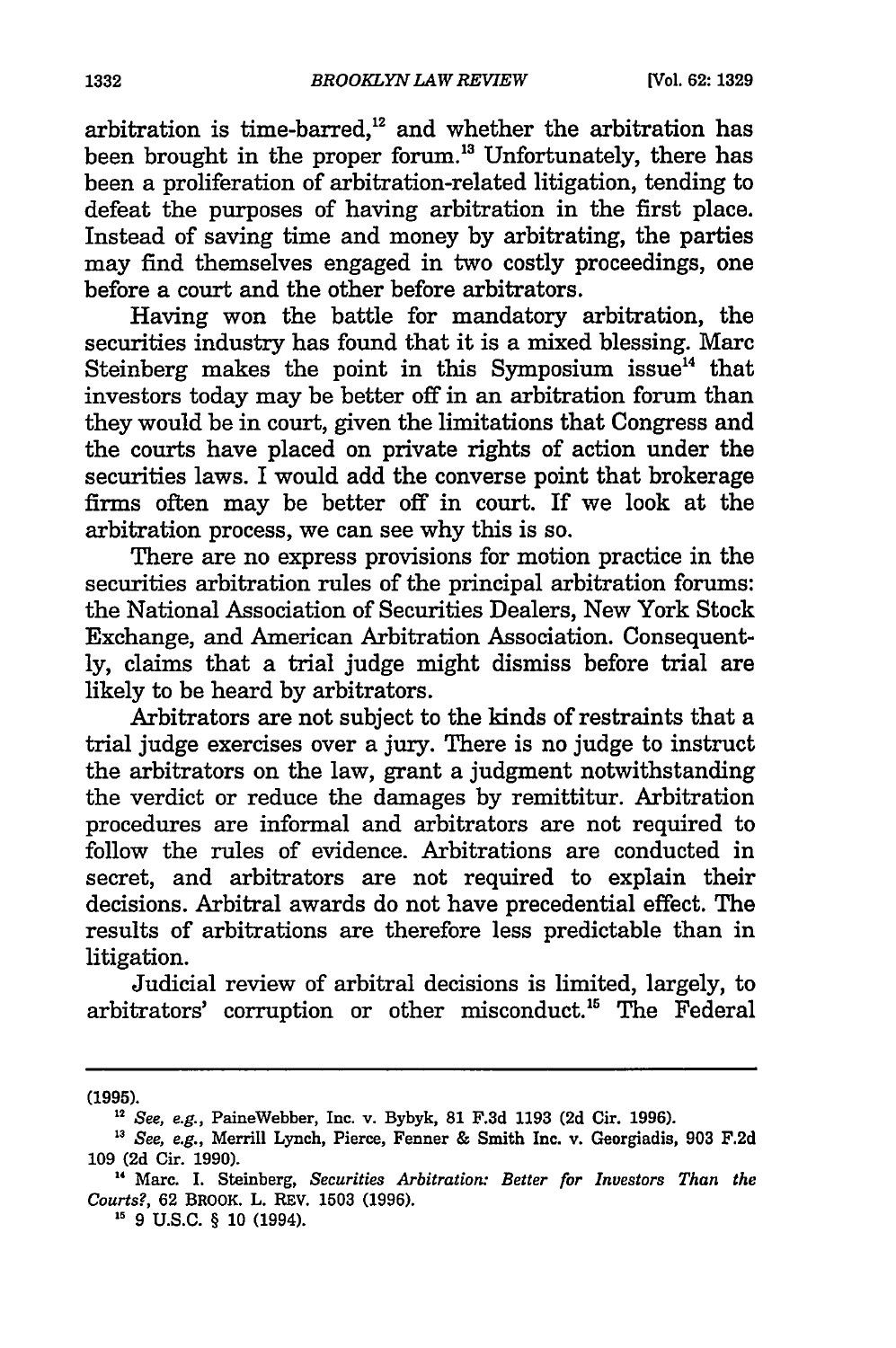arbitration is time-barred,[12] and whether the arbitration has been brought in the proper forum.[13] Unfortunately, there has been a proliferation of arbitration-related litigation, tending to defeat the purposes of having arbitration in the first place. Instead of saving time and money by arbitrating, the parties may find themselves engaged in two costly proceedings, one before a court and the other before arbitrators.

Having won the battle for mandatory arbitration, the securities industry has found that it is a mixed blessing. Marc Steinberg makes the point in this Symposium issue[14] that investors today may be better off in an arbitration forum than they would be in court, given the limitations that Congress and the courts have placed on private rights of action under the securities laws. I would add the converse point that brokerage firms often may be better off in court. If we look at the arbitration process, we can see why this is so.

There are no express provisions for motion practice in the securities arbitration rules of the principal arbitration forums: the National Association of Securities Dealers, New York Stock Exchange, and American Arbitration Association. Consequently, claims that a trial judge might dismiss before trial are likely to be heard by arbitrators.

Arbitrators are not subject to the kinds of restraints that a trial judge exercises over a jury. There is no judge to instruct the arbitrators on the law, grant a judgment notwithstanding the verdict or reduce the damages by remittitur. Arbitration procedures are informal and arbitrators are not required to follow the rules of evidence. Arbitrations are conducted in secret, and arbitrators are not required to explain their decisions. Arbitral awards do not have precedential effect. The results of arbitrations are therefore less predictable than in litigation.

Judicial review of arbitral decisions is limited, largely, to arbitrators' corruption or other misconduct.[15] The Federal

---

(1995).

[12] *See, e.g.*, PaineWebber, Inc. v. Bybyk, 81 F.3d 1193 (2d Cir. 1996).

[13] *See, e.g.*, Merrill Lynch, Pierce, Fenner & Smith Inc. v. Georgiadis, 903 F.2d 109 (2d Cir. 1990).

[14] Marc. I. Steinberg, *Securities Arbitration: Better for Investors Than the Courts?*, 62 BROOK. L. REV. 1503 (1996).

[15] 9 U.S.C. § 10 (1994).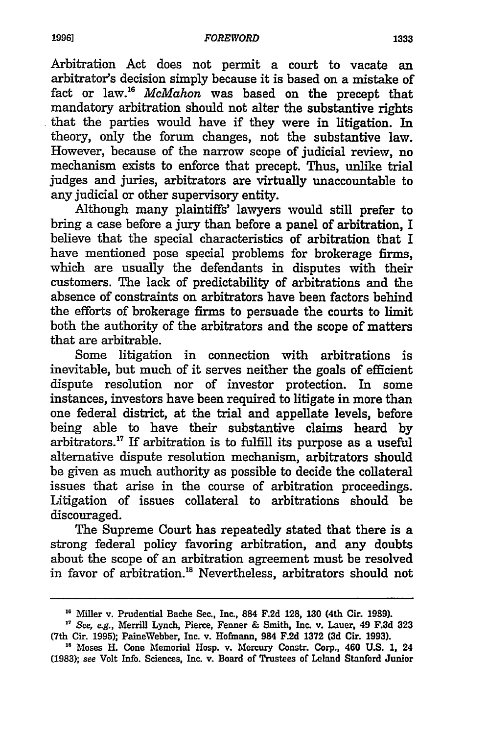Arbitration Act does not permit a court to vacate an arbitrator's decision simply because it is based on a mistake of fact or law.[16] *McMahon* was based on the precept that mandatory arbitration should not alter the substantive rights that the parties would have if they were in litigation. In theory, only the forum changes, not the substantive law. However, because of the narrow scope of judicial review, no mechanism exists to enforce that precept. Thus, unlike trial judges and juries, arbitrators are virtually unaccountable to any judicial or other supervisory entity.

Although many plaintiffs' lawyers would still prefer to bring a case before a jury than before a panel of arbitration, I believe that the special characteristics of arbitration that I have mentioned pose special problems for brokerage firms, which are usually the defendants in disputes with their customers. The lack of predictability of arbitrations and the absence of constraints on arbitrators have been factors behind the efforts of brokerage firms to persuade the courts to limit both the authority of the arbitrators and the scope of matters that are arbitrable.

Some litigation in connection with arbitrations is inevitable, but much of it serves neither the goals of efficient dispute resolution nor of investor protection. In some instances, investors have been required to litigate in more than one federal district, at the trial and appellate levels, before being able to have their substantive claims heard by arbitrators.[17] If arbitration is to fulfill its purpose as a useful alternative dispute resolution mechanism, arbitrators should be given as much authority as possible to decide the collateral issues that arise in the course of arbitration proceedings. Litigation of issues collateral to arbitrations should be discouraged.

The Supreme Court has repeatedly stated that there is a strong federal policy favoring arbitration, and any doubts about the scope of an arbitration agreement must be resolved in favor of arbitration.[18] Nevertheless, arbitrators should not

---

[16] Miller v. Prudential Bache Sec., Inc., 884 F.2d 128, 130 (4th Cir. 1989).

[17] *See, e.g.*, Merrill Lynch, Pierce, Fenner & Smith, Inc. v. Lauer, 49 F.3d 323 (7th Cir. 1995); PaineWebber, Inc. v. Hofmann, 984 F.2d 1372 (3d Cir. 1993).

[18] Moses H. Cone Memorial Hosp. v. Mercury Constr. Corp., 460 U.S. 1, 24 (1983); *see* Volt Info. Sciences, Inc. v. Board of Trustees of Leland Stanford Junior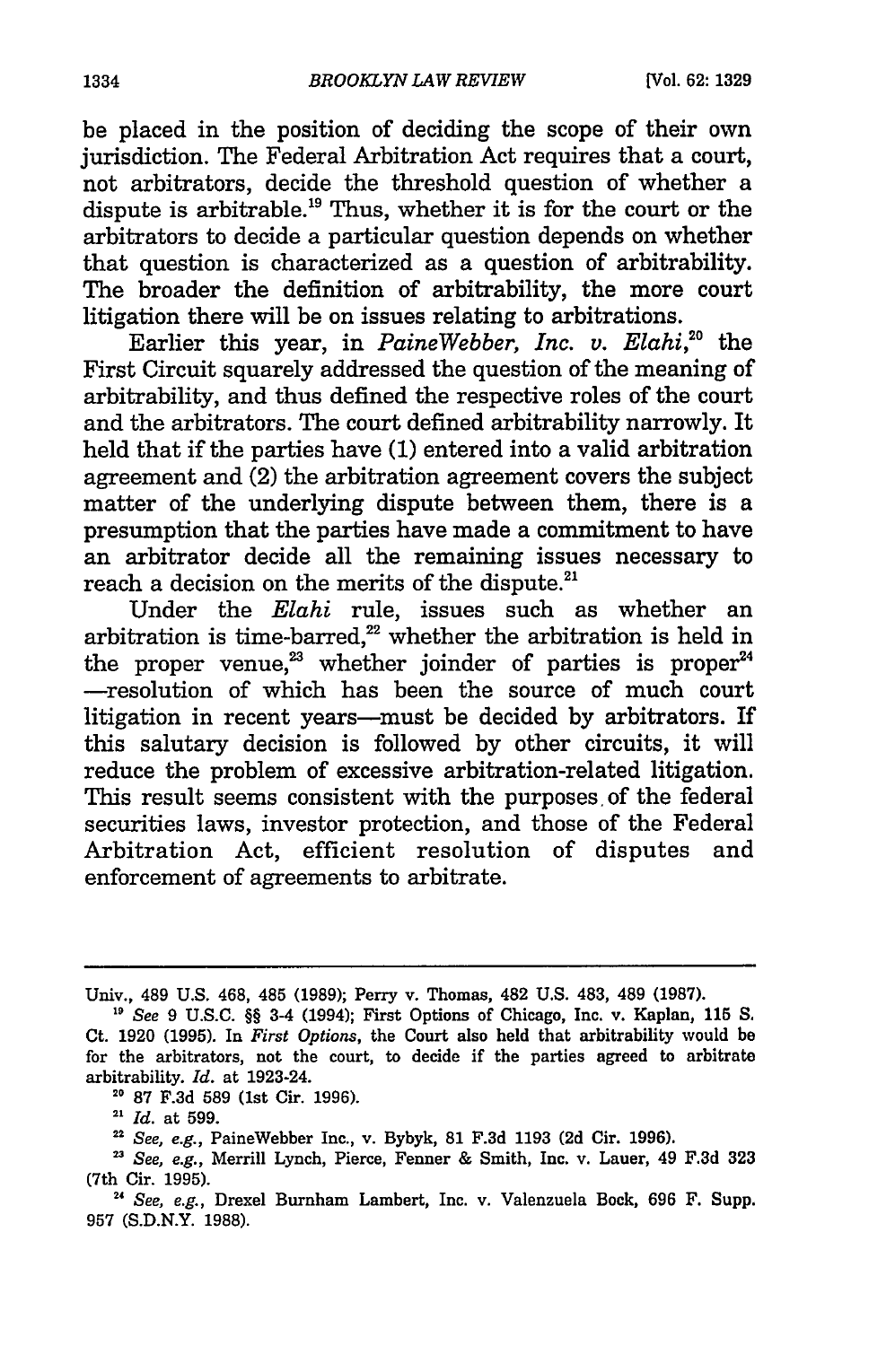be placed in the position of deciding the scope of their own jurisdiction. The Federal Arbitration Act requires that a court, not arbitrators, decide the threshold question of whether a dispute is arbitrable.[19] Thus, whether it is for the court or the arbitrators to decide a particular question depends on whether that question is characterized as a question of arbitrability. The broader the definition of arbitrability, the more court litigation there will be on issues relating to arbitrations.

Earlier this year, in *PaineWebber, Inc. v. Elahi*,[20] the First Circuit squarely addressed the question of the meaning of arbitrability, and thus defined the respective roles of the court and the arbitrators. The court defined arbitrability narrowly. It held that if the parties have (1) entered into a valid arbitration agreement and (2) the arbitration agreement covers the subject matter of the underlying dispute between them, there is a presumption that the parties have made a commitment to have an arbitrator decide all the remaining issues necessary to reach a decision on the merits of the dispute.[21]

Under the *Elahi* rule, issues such as whether an arbitration is time-barred,[22] whether the arbitration is held in the proper venue,[23] whether joinder of parties is proper[24] —resolution of which has been the source of much court litigation in recent years—must be decided by arbitrators. If this salutary decision is followed by other circuits, it will reduce the problem of excessive arbitration-related litigation. This result seems consistent with the purposes of the federal securities laws, investor protection, and those of the Federal Arbitration Act, efficient resolution of disputes and enforcement of agreements to arbitrate.

---

Univ., 489 U.S. 468, 485 (1989); Perry v. Thomas, 482 U.S. 483, 489 (1987).

[19] *See* 9 U.S.C. §§ 3-4 (1994); First Options of Chicago, Inc. v. Kaplan, 115 S. Ct. 1920 (1995). In *First Options*, the Court also held that arbitrability would be for the arbitrators, not the court, to decide if the parties agreed to arbitrate arbitrability. *Id.* at 1923-24.

[20] 87 F.3d 589 (1st Cir. 1996).

[21] *Id.* at 599.

[22] *See, e.g.*, PaineWebber Inc., v. Bybyk, 81 F.3d 1193 (2d Cir. 1996).

[23] *See, e.g.*, Merrill Lynch, Pierce, Fenner & Smith, Inc. v. Lauer, 49 F.3d 323 (7th Cir. 1995).

[24] *See, e.g.*, Drexel Burnham Lambert, Inc. v. Valenzuela Bock, 696 F. Supp. 957 (S.D.N.Y. 1988).